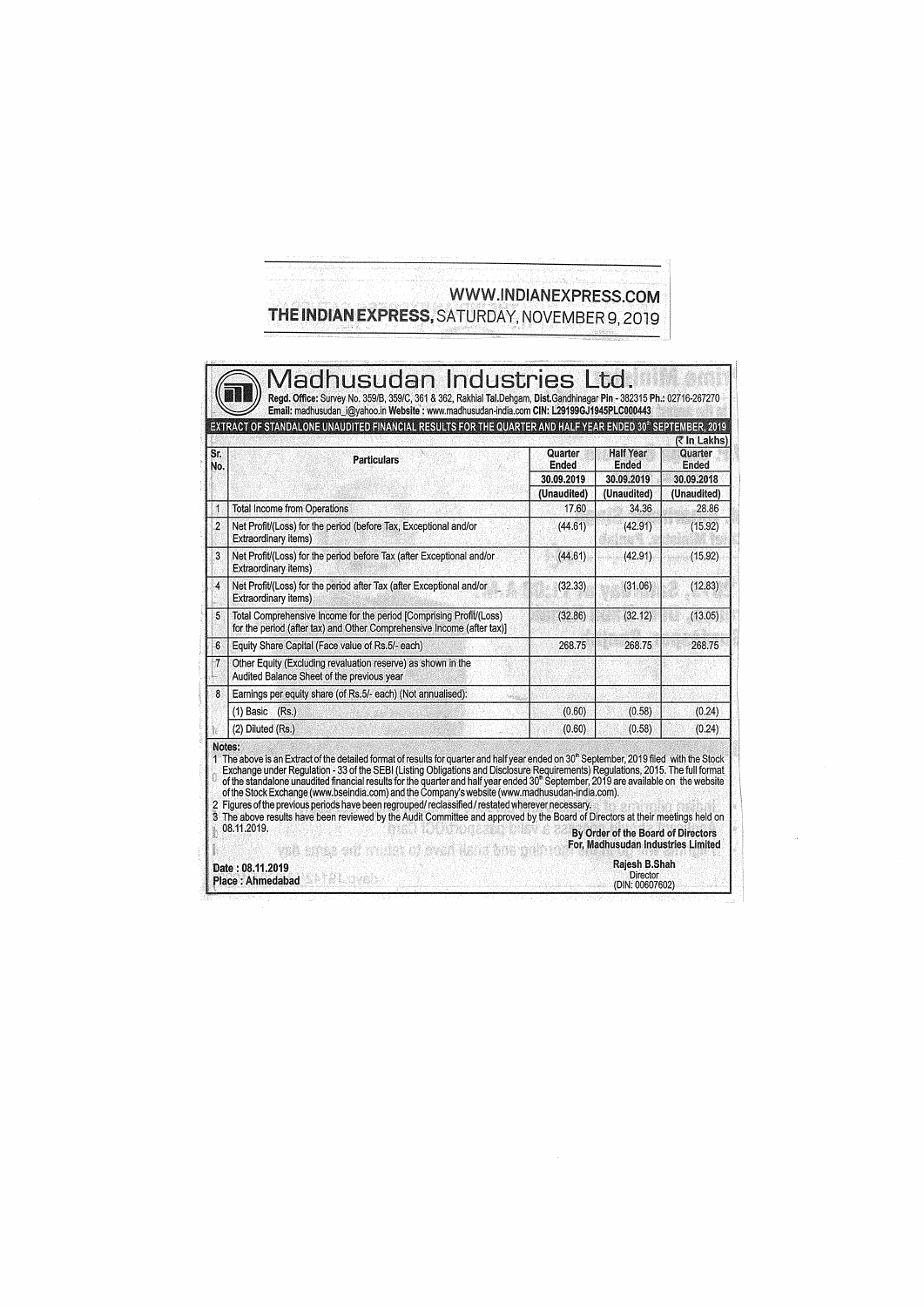WWW.INDIANEXPRESS.COM

THE INDIAN EXPRESS, SATURDAY, NOVEMBER 9, 2019

# Madhusudan Industries Ltd.

**Regd. Office:** Survey No. 359/B, 359/C, 361 & 362, Rakhial **Tal.**Dehgam, **Dist.**Gandhinagar **Pin** - 382315 **Ph.:** 02716-267270
**Email:** madhusudan_i@yahoo.in **Website :** www.madhusudan-india.com **CIN:** L29199GJ1945PLC000443

## EXTRACT OF STANDALONE UNAUDITED FINANCIAL RESULTS FOR THE QUARTER AND HALF YEAR ENDED 30th SEPTEMBER, 2019

(₹ In Lakhs)

| Sr. No. | Particulars | Quarter Ended | Half Year Ended | Quarter Ended |
|---|---|---|---|---|
| | | 30.09.2019 | 30.09.2019 | 30.09.2018 |
| | | (Unaudited) | (Unaudited) | (Unaudited) |
| 1 | Total Income from Operations | 17.60 | 34.36 | 28.86 |
| 2 | Net Profit/(Loss) for the period (before Tax, Exceptional and/or Extraordinary items) | (44.61) | (42.91) | (15.92) |
| 3 | Net Profit/(Loss) for the period before Tax (after Exceptional and/or Extraordinary items) | (44.61) | (42.91) | (15.92) |
| 4 | Net Profit/(Loss) for the period after Tax (after Exceptional and/or Extraordinary items) | (32.33) | (31.06) | (12.83) |
| 5 | Total Comprehensive Income for the period [Comprising Profit/(Loss) for the period (after tax) and Other Comprehensive Income (after tax)] | (32.86) | (32.12) | (13.05) |
| 6 | Equity Share Capital (Face value of Rs.5/- each) | 268.75 | 268.75 | 268.75 |
| 7 | Other Equity (Excluding revaluation reserve) as shown in the Audited Balance Sheet of the previous year | | | |
| 8 | Earnings per equity share (of Rs.5/- each) (Not annualised): | | | |
| | (1) Basic (Rs.) | (0.60) | (0.58) | (0.24) |
| | (2) Diluted (Rs.) | (0.60) | (0.58) | (0.24) |

**Notes:**

1. The above is an Extract of the detailed format of results for quarter and half year ended on 30th September, 2019 filed with the Stock Exchange under Regulation - 33 of the SEBI (Listing Obligations and Disclosure Requirements) Regulations, 2015. The full format of the standalone unaudited financial results for the quarter and half year ended 30th September, 2019 are available on the website of the Stock Exchange (www.bseindia.com) and the Company's website (www.madhusudan-india.com).
2. Figures of the previous periods have been regrouped/ reclassified / restated wherever necessary.
3. The above results have been reviewed by the Audit Committee and approved by the Board of Directors at their meetings held on 08.11.2019.

**By Order of the Board of Directors**
**For, Madhusudan Industries Limited**

**Date : 08.11.2019**
**Place : Ahmedabad**

**Rajesh B.Shah**
Director
(DIN: 00607602)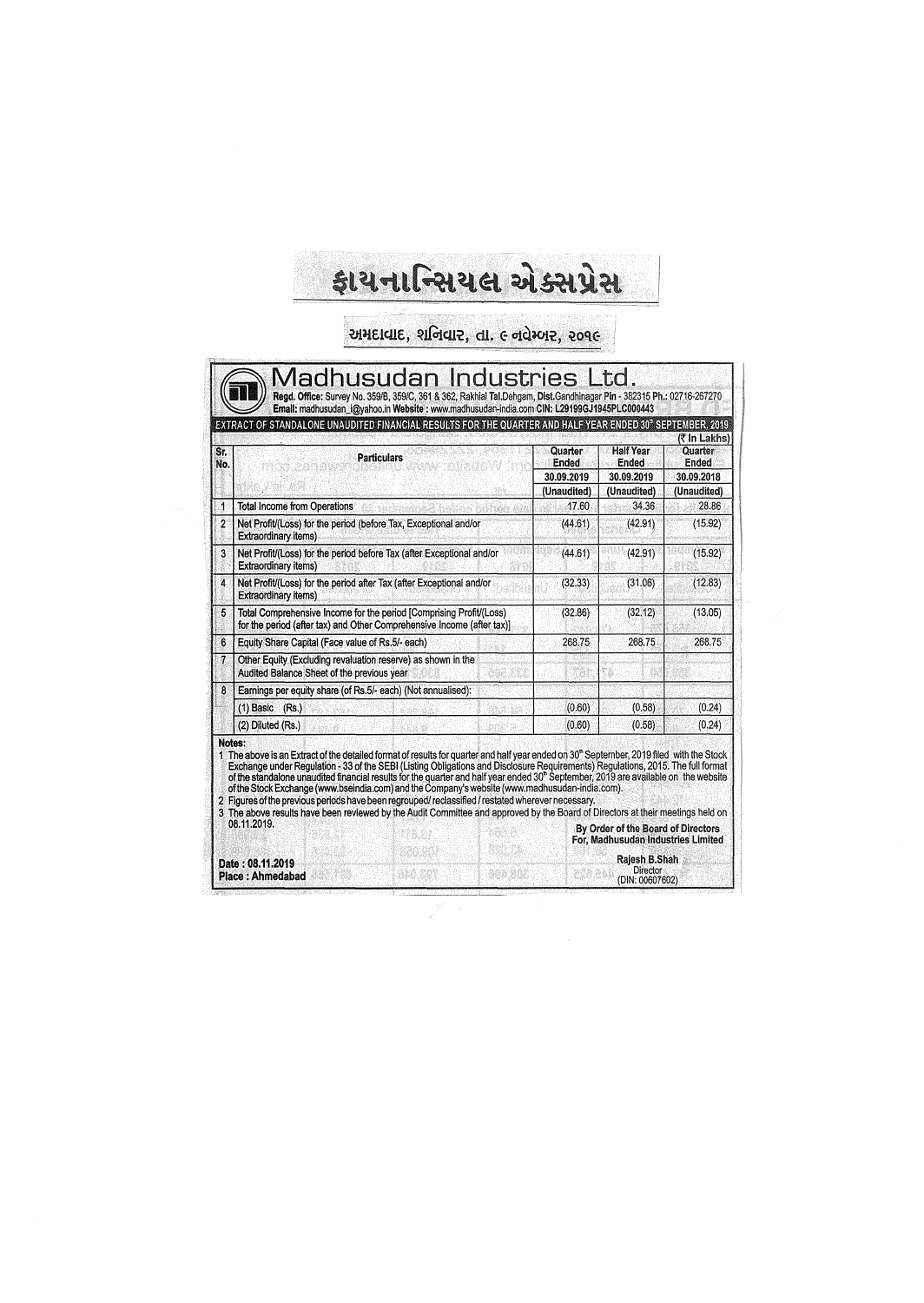# ફાયનાન્સિયલ એક્સપ્રેસ

અમદાવાદ, શનિવાર, તા. ૯ નવેમ્બર, ૨૦૧૯

## Madhusudan Industries Ltd.

**Regd. Office:** Survey No. 359/B, 359/C, 361 & 362, Rakhial Tal.Dehgam, Dist.Gandhinagar Pin - 382315 Ph.: 02716-267270
**Email:** madhusudan_i@yahoo.in **Website :** www.madhusudan-india.com **CIN:** L29199GJ1945PLC000443

**EXTRACT OF STANDALONE UNAUDITED FINANCIAL RESULTS FOR THE QUARTER AND HALF YEAR ENDED 30th SEPTEMBER, 2019**

(₹ In Lakhs)

| Sr. No. | Particulars | Quarter Ended 30.09.2019 (Unaudited) | Half Year Ended 30.09.2019 (Unaudited) | Quarter Ended 30.09.2018 (Unaudited) |
|---|---|---|---|---|
| 1 | Total Income from Operations | 17.60 | 34.36 | 28.86 |
| 2 | Net Profit/(Loss) for the period (before Tax, Exceptional and/or Extraordinary items) | (44.61) | (42.91) | (15.92) |
| 3 | Net Profit/(Loss) for the period before Tax (after Exceptional and/or Extraordinary items) | (44.61) | (42.91) | (15.92) |
| 4 | Net Profit/(Loss) for the period after Tax (after Exceptional and/or Extraordinary items) | (32.33) | (31.06) | (12.83) |
| 5 | Total Comprehensive Income for the period [Comprising Profit/(Loss) for the period (after tax) and Other Comprehensive Income (after tax)] | (32.86) | (32.12) | (13.05) |
| 6 | Equity Share Capital (Face value of Rs.5/- each) | 268.75 | 268.75 | 268.75 |
| 7 | Other Equity (Excluding revaluation reserve) as shown in the Audited Balance Sheet of the previous year | | | |
| 8 | Earnings per equity share (of Rs.5/- each) (Not annualised): | | | |
| | (1) Basic (Rs.) | (0.60) | (0.58) | (0.24) |
| | (2) Diluted (Rs.) | (0.60) | (0.58) | (0.24) |

**Notes:**

1. The above is an Extract of the detailed format of results for quarter and half year ended on 30th September, 2019 filed with the Stock Exchange under Regulation - 33 of the SEBI (Listing Obligations and Disclosure Requirements) Regulations, 2015. The full format of the standalone unaudited financial results for the quarter and half year ended 30th September, 2019 are available on the website of the Stock Exchange (www.bseindia.com) and the Company's website (www.madhusudan-india.com).
2. Figures of the previous periods have been regrouped/ reclassified / restated wherever necessary.
3. The above results have been reviewed by the Audit Committee and approved by the Board of Directors at their meetings held on 08.11.2019.

**By Order of the Board of Directors**
**For, Madhusudan Industries Limited**

**Date : 08.11.2019**
**Place : Ahmedabad**

**Rajesh B.Shah**
Director
(DIN: 00607602)